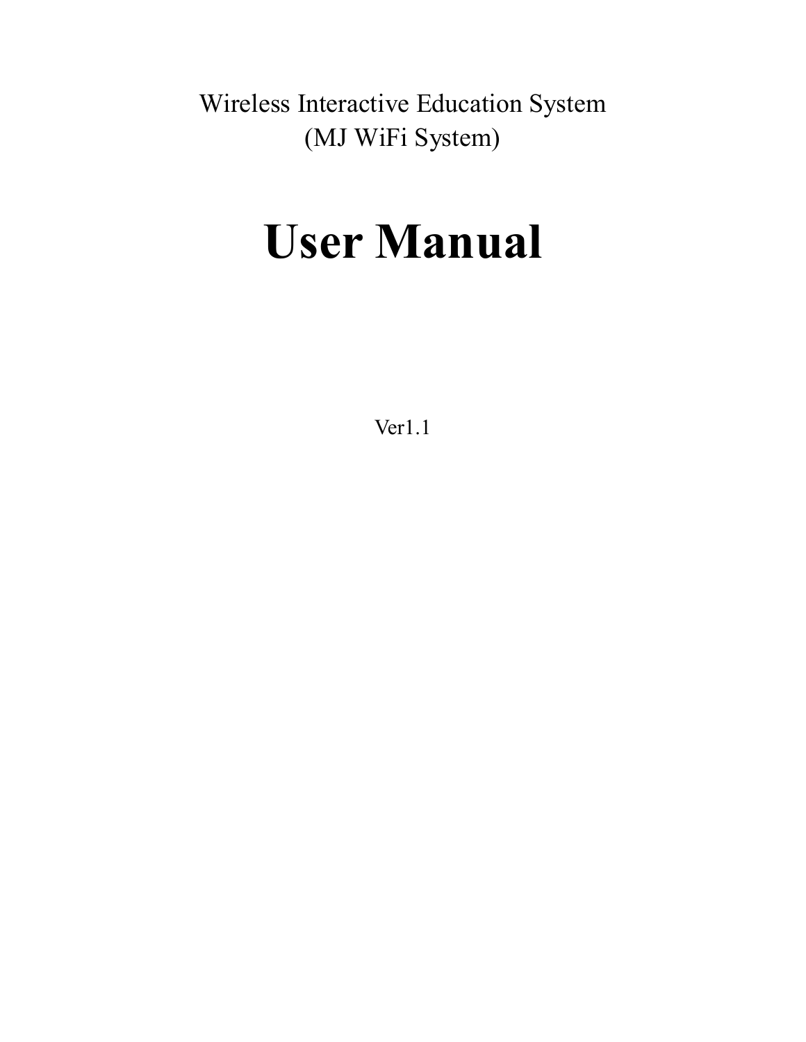Wireless Interactive Education System
(MJ WiFi System)

# User Manual

Ver1.1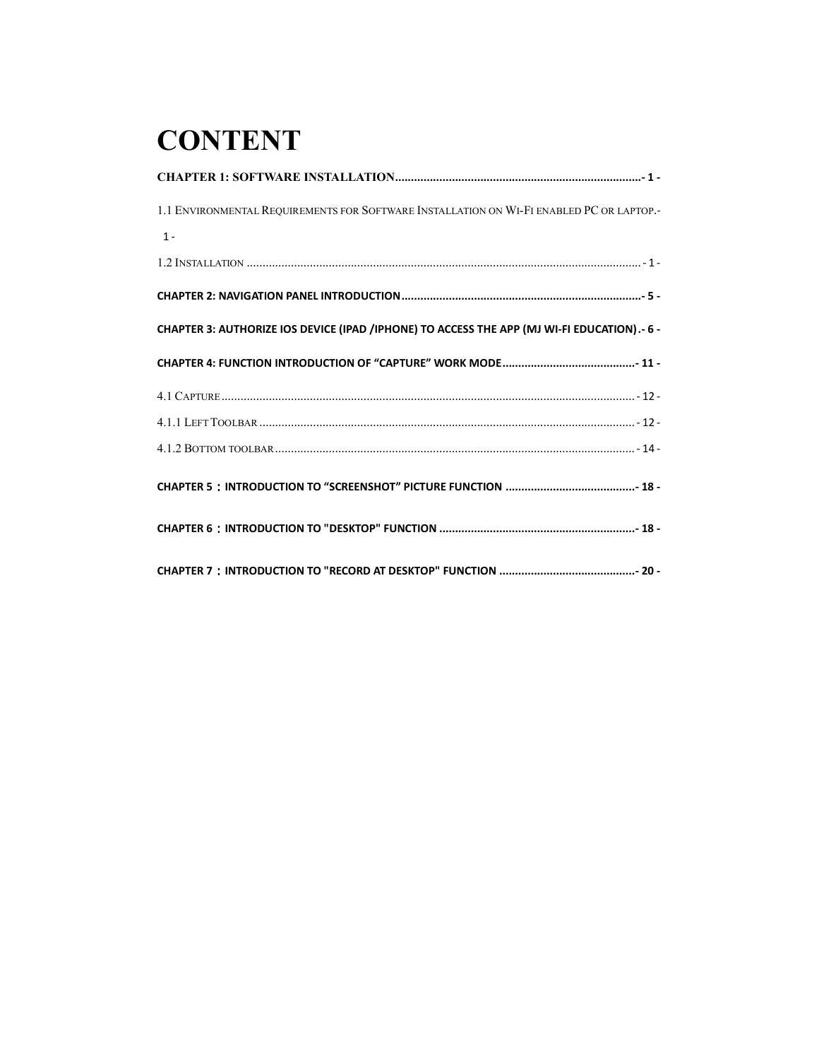# CONTENT

**CHAPTER 1: SOFTWARE INSTALLATION............................................................................- 1 -**

1.1 ENVIRONMENTAL REQUIREMENTS FOR SOFTWARE INSTALLATION ON WI-FI ENABLED PC OR LAPTOP.- 1 -

1.2 INSTALLATION ............................................................................................................................ - 1 -

**CHAPTER 2: NAVIGATION PANEL INTRODUCTION..........................................................................- 5 -**

**CHAPTER 3: AUTHORIZE IOS DEVICE (IPAD /IPHONE) TO ACCESS THE APP (MJ WI-FI EDUCATION).- 6 -**

**CHAPTER 4: FUNCTION INTRODUCTION OF “CAPTURE” WORK MODE..........................................- 11 -**

4.1 CAPTURE.................................................................................................................................. - 12 -

4.1.1 LEFT TOOLBAR ...................................................................................................................... - 12 -

4.1.2 BOTTOM TOOLBAR................................................................................................................. - 14 -

**CHAPTER 5：INTRODUCTION TO “SCREENSHOT” PICTURE FUNCTION .........................................- 18 -**

**CHAPTER 6：INTRODUCTION TO "DESKTOP" FUNCTION .............................................................- 18 -**

**CHAPTER 7：INTRODUCTION TO "RECORD AT DESKTOP" FUNCTION ...........................................- 20 -**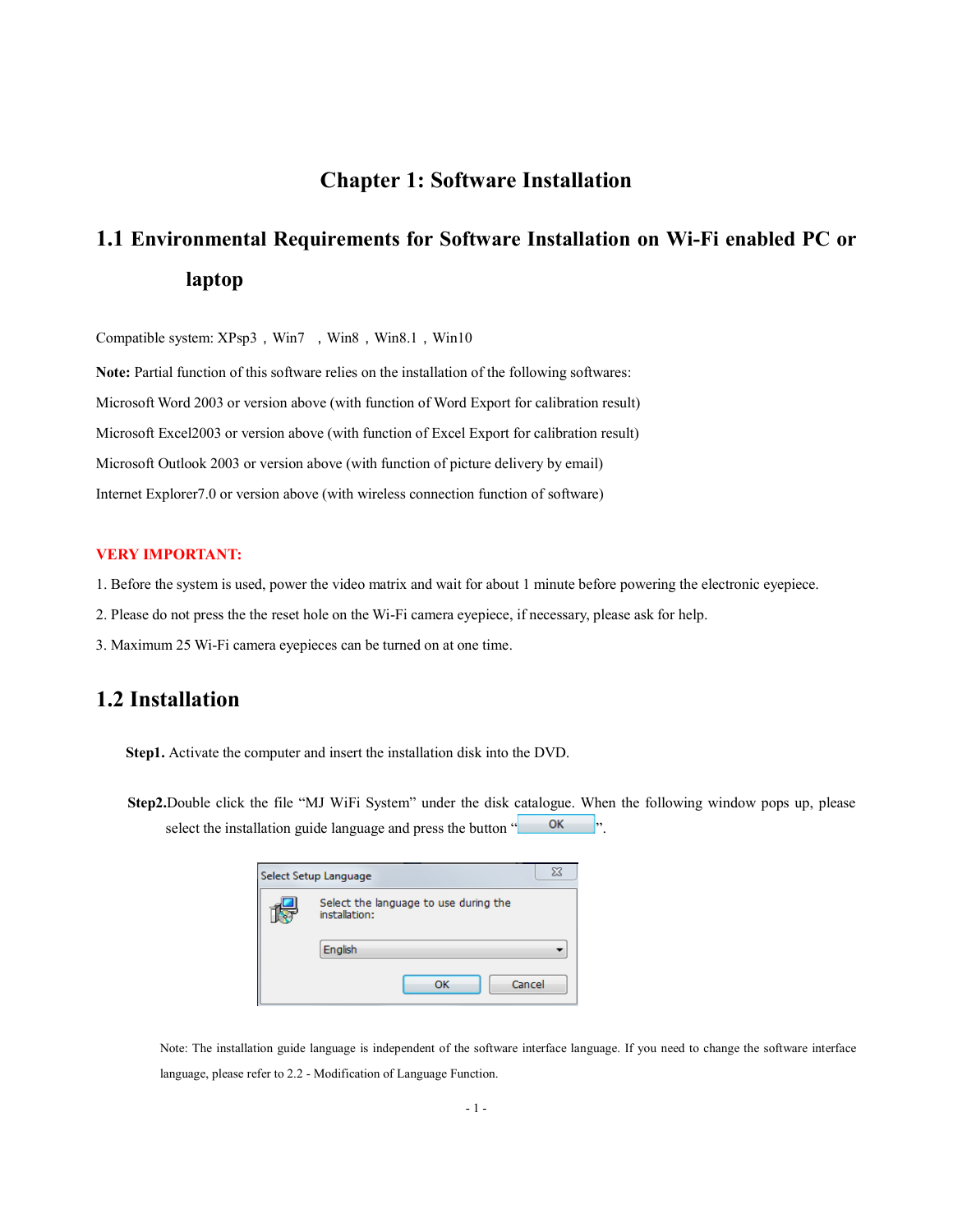# Chapter 1: Software Installation

## 1.1 Environmental Requirements for Software Installation on Wi-Fi enabled PC or laptop

Compatible system: XPsp3 , Win7 , Win8 , Win8.1 , Win10

**Note:** Partial function of this software relies on the installation of the following softwares:

Microsoft Word 2003 or version above (with function of Word Export for calibration result)

Microsoft Excel2003 or version above (with function of Excel Export for calibration result)

Microsoft Outlook 2003 or version above (with function of picture delivery by email)

Internet Explorer7.0 or version above (with wireless connection function of software)

**VERY IMPORTANT:**

1. Before the system is used, power the video matrix and wait for about 1 minute before powering the electronic eyepiece.
2. Please do not press the the reset hole on the Wi-Fi camera eyepiece, if necessary, please ask for help.
3. Maximum 25 Wi-Fi camera eyepieces can be turned on at one time.

## 1.2 Installation

**Step1.** Activate the computer and insert the installation disk into the DVD.

**Step2.** Double click the file "MJ WiFi System" under the disk catalogue. When the following window pops up, please select the installation guide language and press the button "OK".

Select Setup Language

Select the language to use during the installation:

English

OK Cancel

Note: The installation guide language is independent of the software interface language. If you need to change the software interface language, please refer to 2.2 - Modification of Language Function.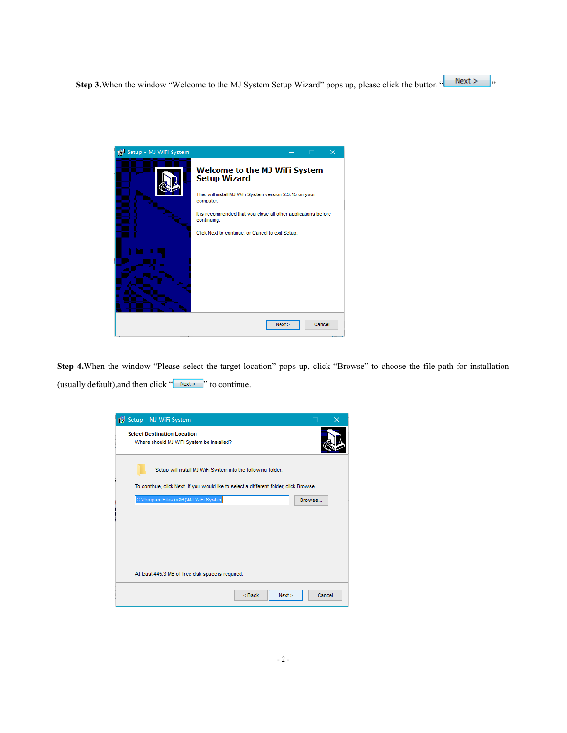**Step 3.**When the window “Welcome to the MJ System Setup Wizard” pops up, please click the button “Next >”

**Step 4.**When the window “Please select the target location” pops up, click “Browse” to choose the file path for installation (usually default),and then click “Next >” to continue.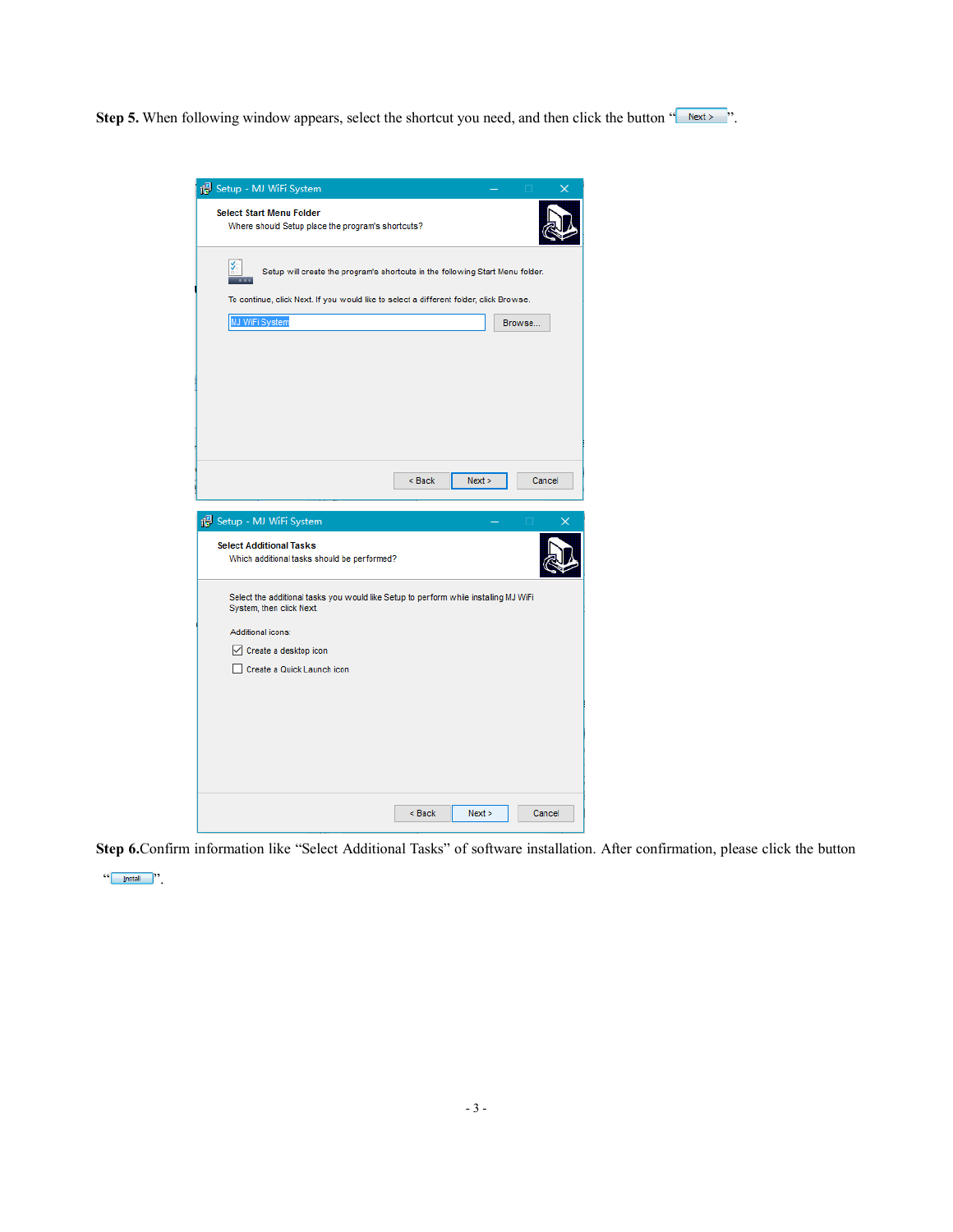**Step 5.** When following window appears, select the shortcut you need, and then click the button "Next >".

**Step 6.** Confirm information like "Select Additional Tasks" of software installation. After confirmation, please click the button "Install".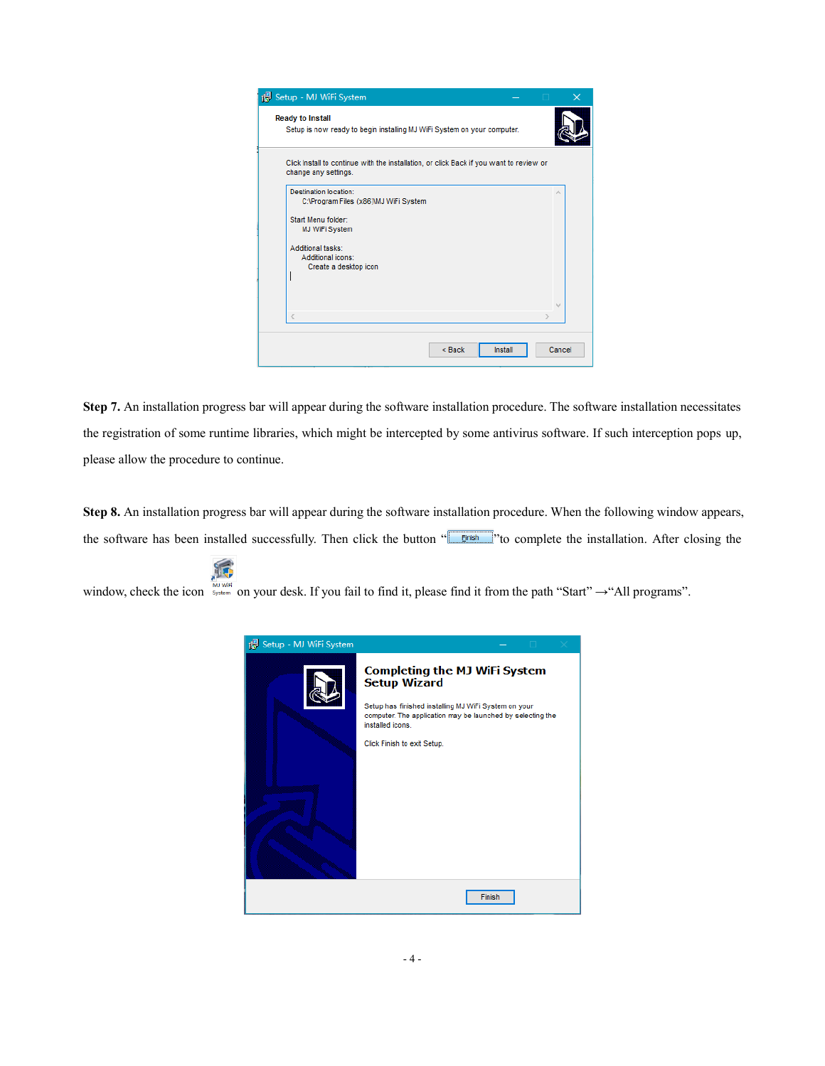**Step 7.** An installation progress bar will appear during the software installation procedure. The software installation necessitates the registration of some runtime libraries, which might be intercepted by some antivirus software. If such interception pops up, please allow the procedure to continue.

**Step 8.** An installation progress bar will appear during the software installation procedure. When the following window appears, the software has been installed successfully. Then click the button "Finish" to complete the installation. After closing the window, check the icon MJ WiFi System on your desk. If you fail to find it, please find it from the path "Start" →"All programs".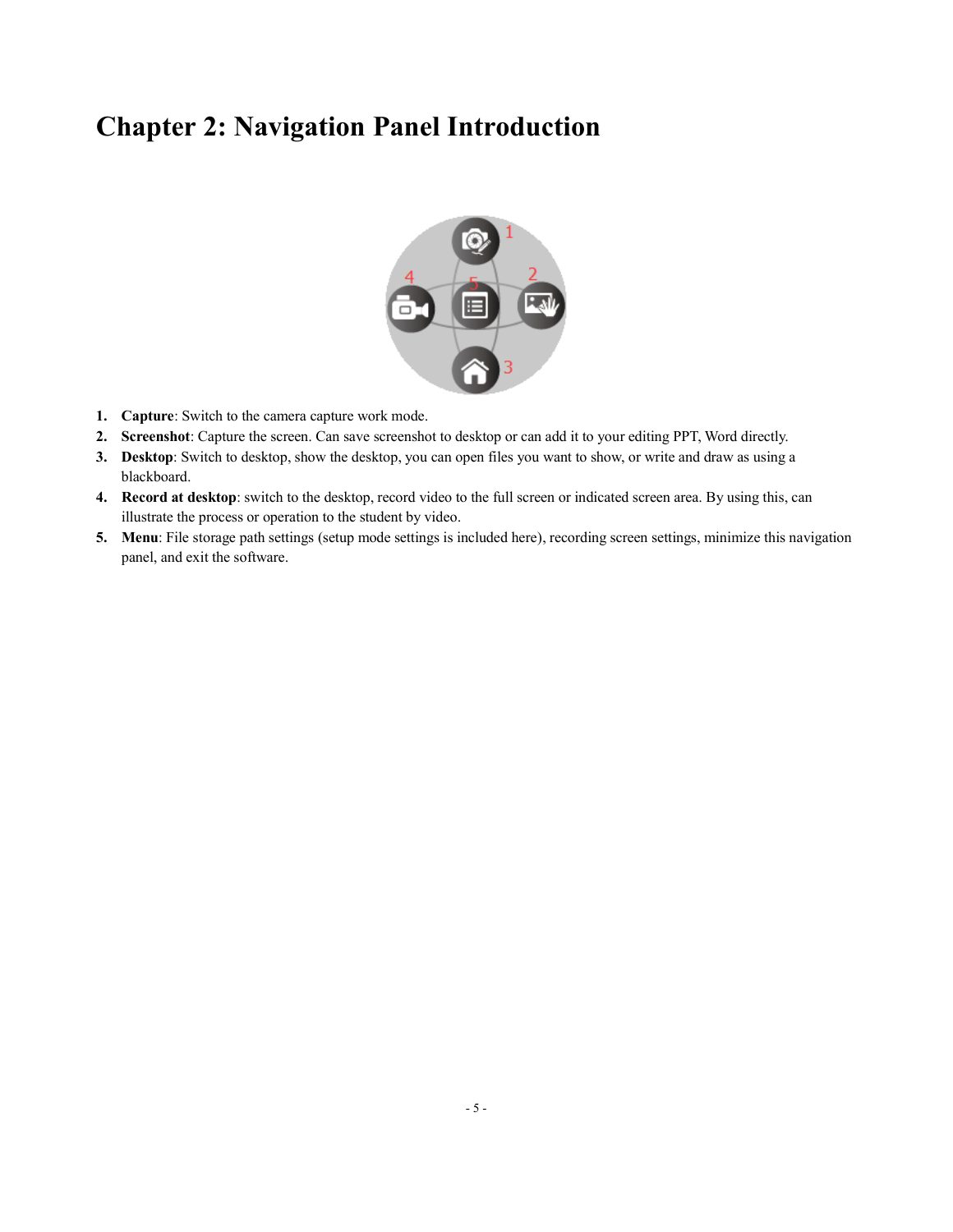# Chapter 2: Navigation Panel Introduction

1. **Capture**: Switch to the camera capture work mode.
2. **Screenshot**: Capture the screen. Can save screenshot to desktop or can add it to your editing PPT, Word directly.
3. **Desktop**: Switch to desktop, show the desktop, you can open files you want to show, or write and draw as using a blackboard.
4. **Record at desktop**: switch to the desktop, record video to the full screen or indicated screen area. By using this, can illustrate the process or operation to the student by video.
5. **Menu**: File storage path settings (setup mode settings is included here), recording screen settings, minimize this navigation panel, and exit the software.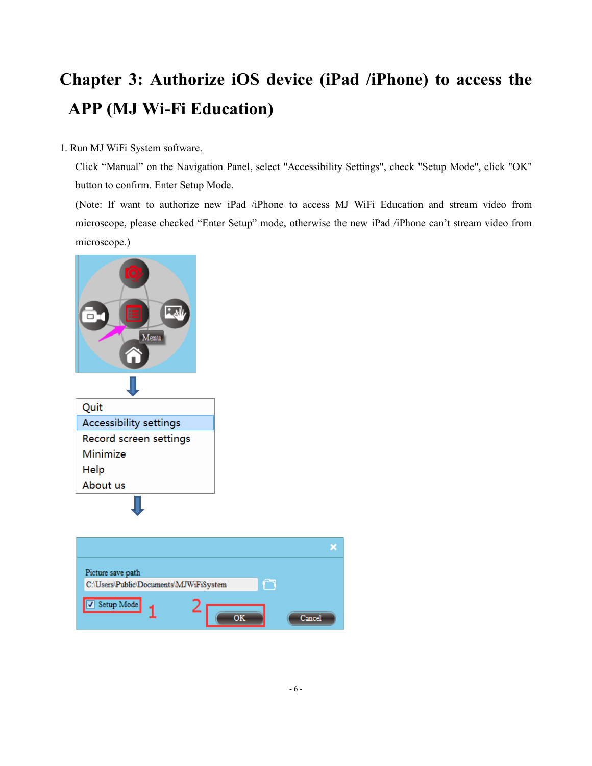# Chapter 3: Authorize iOS device (iPad /iPhone) to access the APP (MJ Wi-Fi Education)

1. Run MJ WiFi System software.

   Click "Manual" on the Navigation Panel, select "Accessibility Settings", check "Setup Mode", click "OK" button to confirm. Enter Setup Mode.

   (Note: If want to authorize new iPad /iPhone to access MJ WiFi Education and stream video from microscope, please checked "Enter Setup" mode, otherwise the new iPad /iPhone can't stream video from microscope.)

Menu

Quit
Accessibility settings
Record screen settings
Minimize
Help
About us

Picture save path
C:\Users\Public\Documents\MJWiFiSystem
Setup Mode 1
2 OK
Cancel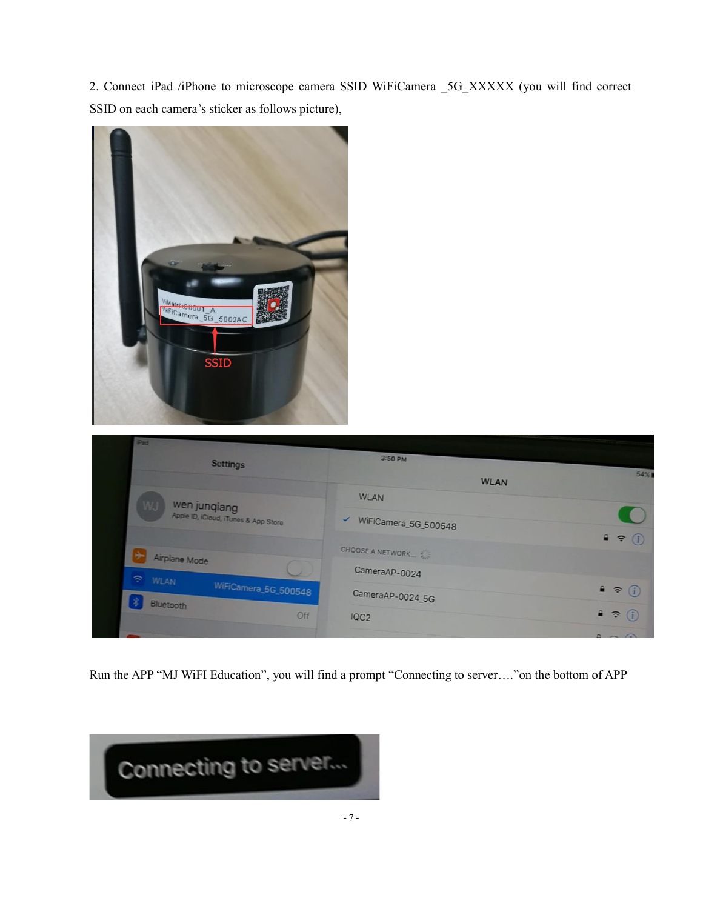2. Connect iPad /iPhone to microscope camera SSID WiFiCamera _5G_XXXXX (you will find correct SSID on each camera's sticker as follows picture),

Run the APP "MJ WiFI Education", you will find a prompt "Connecting to server…."on the bottom of APP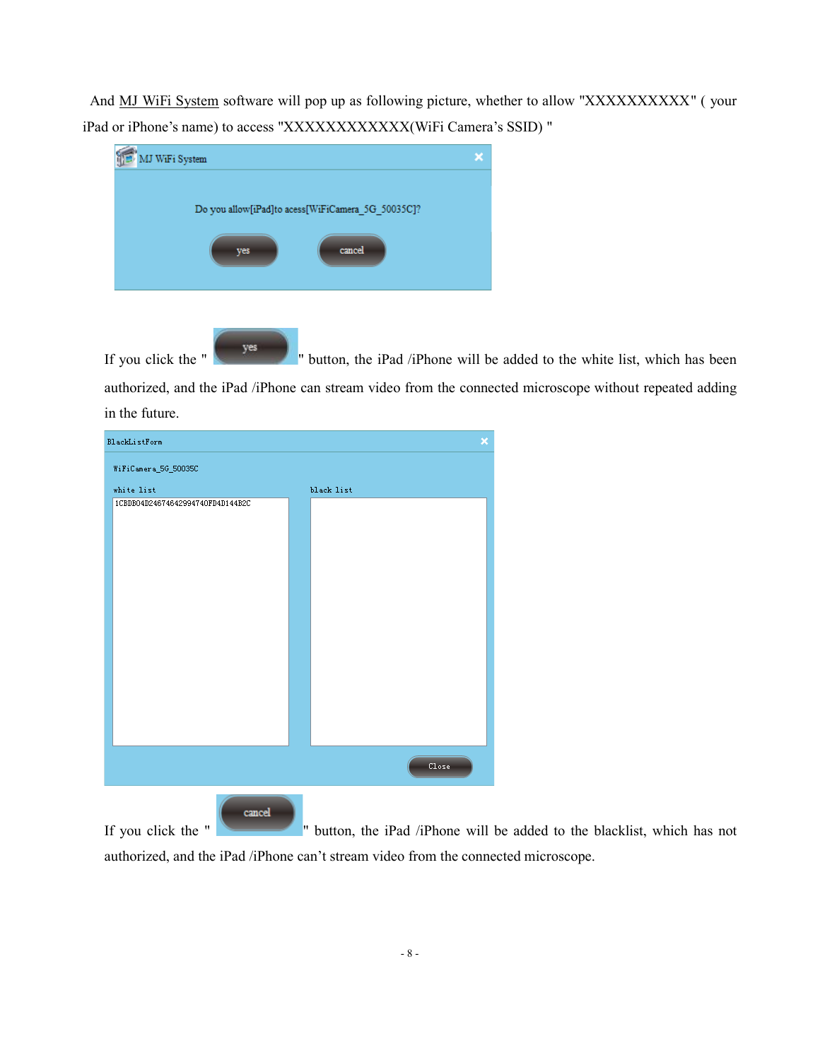And MJ WiFi System software will pop up as following picture, whether to allow "XXXXXXXXXX" ( your iPad or iPhone's name) to access "XXXXXXXXXXXX(WiFi Camera's SSID) "

If you click the " yes " button, the iPad /iPhone will be added to the white list, which has been authorized, and the iPad /iPhone can stream video from the connected microscope without repeated adding in the future.

If you click the " cancel " button, the iPad /iPhone will be added to the blacklist, which has not authorized, and the iPad /iPhone can't stream video from the connected microscope.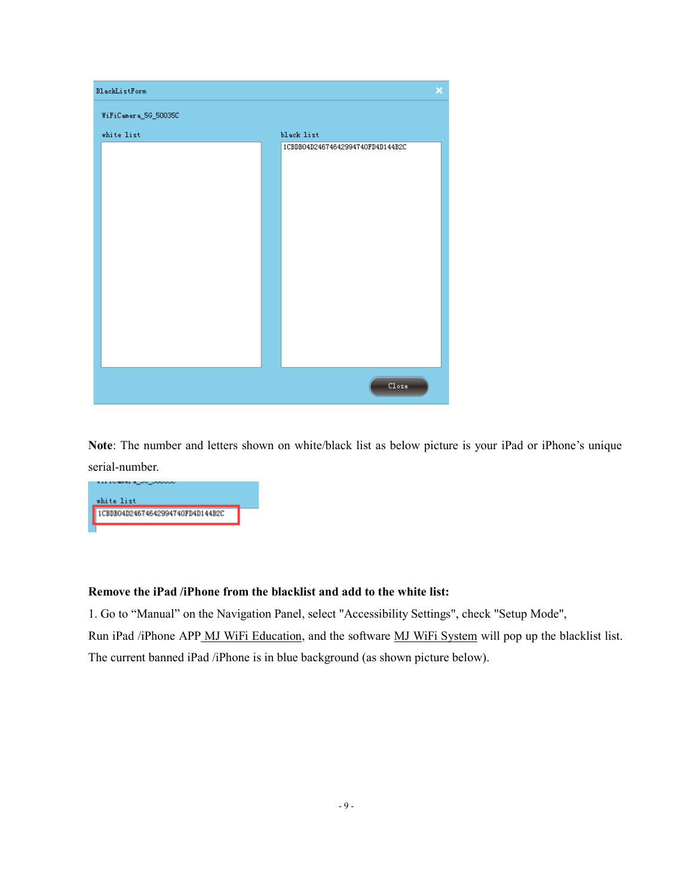BlackListForm

WiFiCamera_5G_50035C

white list

black list

1CBDB04D24674642994740FD4D144B2C

Close

**Note**: The number and letters shown on white/black list as below picture is your iPad or iPhone's unique serial-number.

white list

1CBDB04D24674642994740FD4D144B2C

**Remove the iPad /iPhone from the blacklist and add to the white list:**

1. Go to "Manual" on the Navigation Panel, select "Accessibility Settings", check "Setup Mode", Run iPad /iPhone APP MJ WiFi Education, and the software MJ WiFi System will pop up the blacklist list. The current banned iPad /iPhone is in blue background (as shown picture below).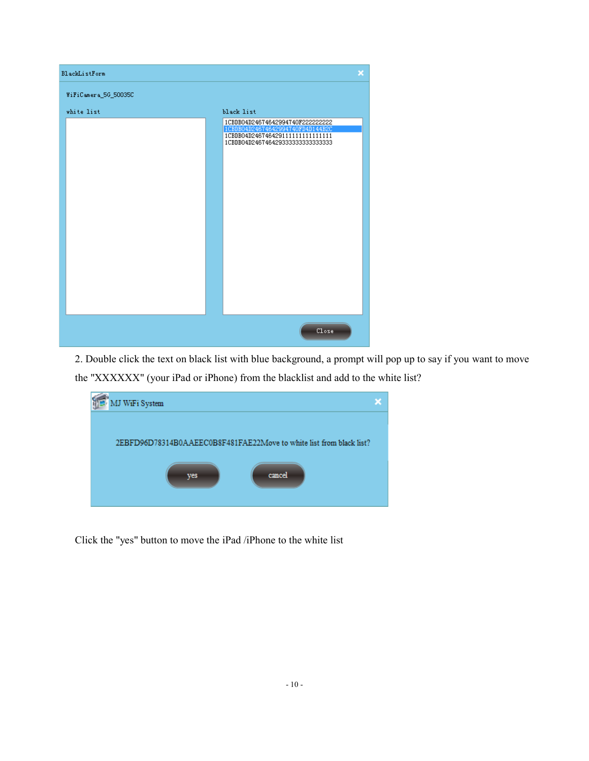BlackListForm

WiFiCamera_5G_50035C

white list

black list

1CBDB04D24674642994740F222222222
1CBDB04D24674642994740FD4D144B2C
1CBDB04D24674642911111111111111
1CBDB04D24674642933333333333333

Close

2. Double click the text on black list with blue background, a prompt will pop up to say if you want to move the "XXXXXX" (your iPad or iPhone) from the blacklist and add to the white list?

MJ WiFi System

2EBFD96D78314B0AAEEC0B8F481FAE22Move to white list from black list?

yes cancel

Click the "yes" button to move the iPad /iPhone to the white list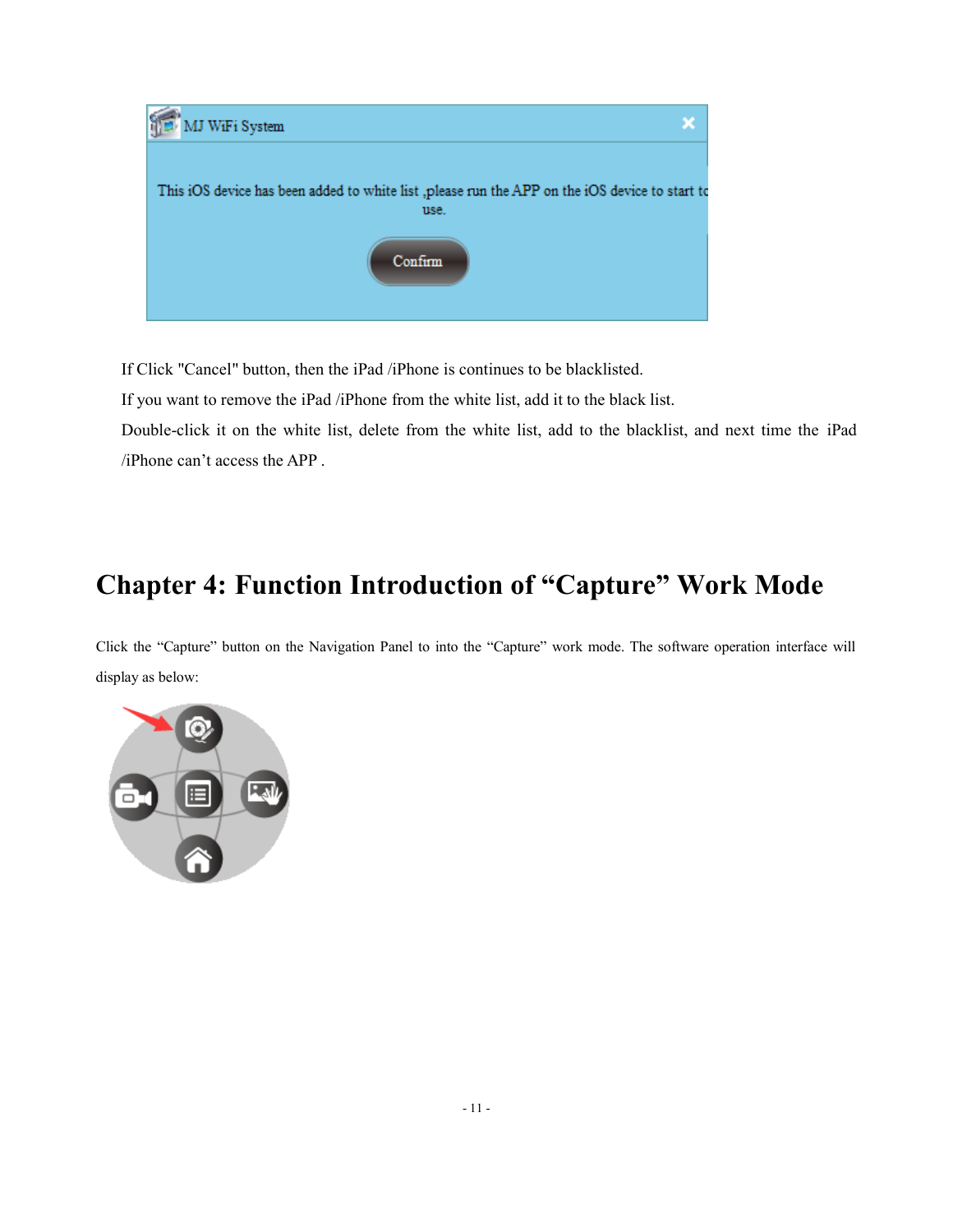If Click "Cancel" button, then the iPad /iPhone is continues to be blacklisted.

If you want to remove the iPad /iPhone from the white list, add it to the black list.

Double-click it on the white list, delete from the white list, add to the blacklist, and next time the iPad /iPhone can't access the APP .

# Chapter 4: Function Introduction of "Capture" Work Mode

Click the "Capture" button on the Navigation Panel to into the "Capture" work mode. The software operation interface will display as below: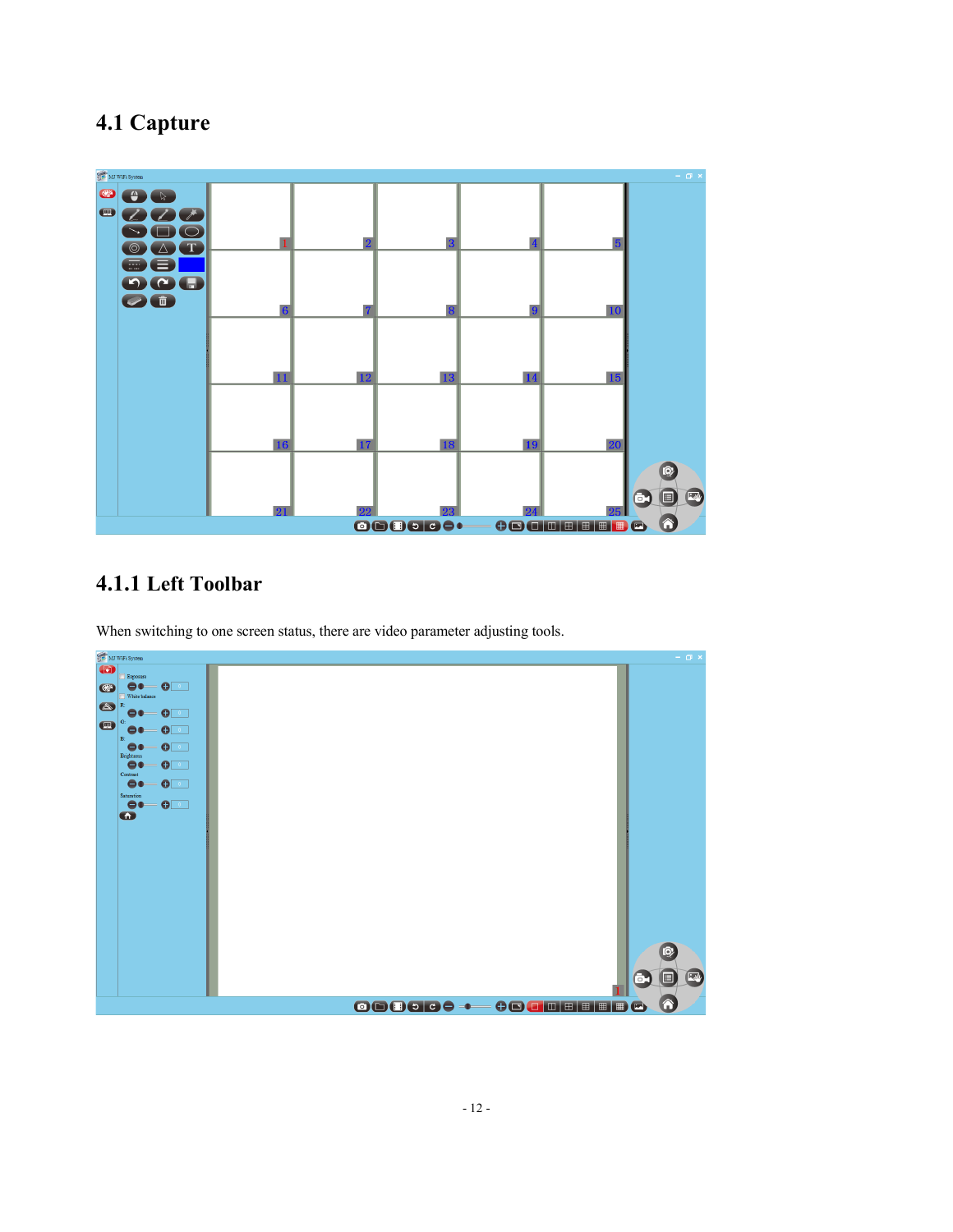## 4.1 Capture

### 4.1.1 Left Toolbar

When switching to one screen status, there are video parameter adjusting tools.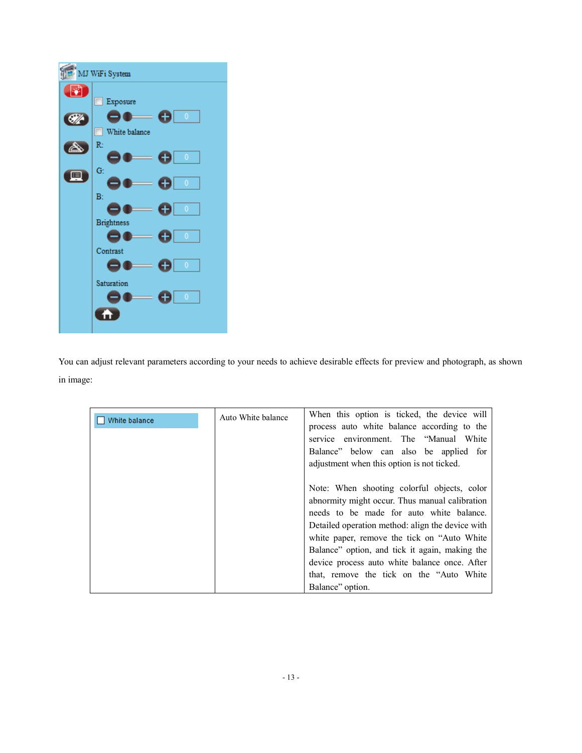MJ WiFi System

Exposure

0

White balance

R:

0

G:

0

B:

0

Brightness

0

Contrast

0

Saturation

0

You can adjust relevant parameters according to your needs to achieve desirable effects for preview and photograph, as shown in image:

| | | |
|---|---|---|
| White balance | Auto White balance | When this option is ticked, the device will process auto white balance according to the service environment. The "Manual White Balance" below can also be applied for adjustment when this option is not ticked.<br><br>Note: When shooting colorful objects, color abnormity might occur. Thus manual calibration needs to be made for auto white balance. Detailed operation method: align the device with white paper, remove the tick on "Auto White Balance" option, and tick it again, making the device process auto white balance once. After that, remove the tick on the "Auto White Balance" option. |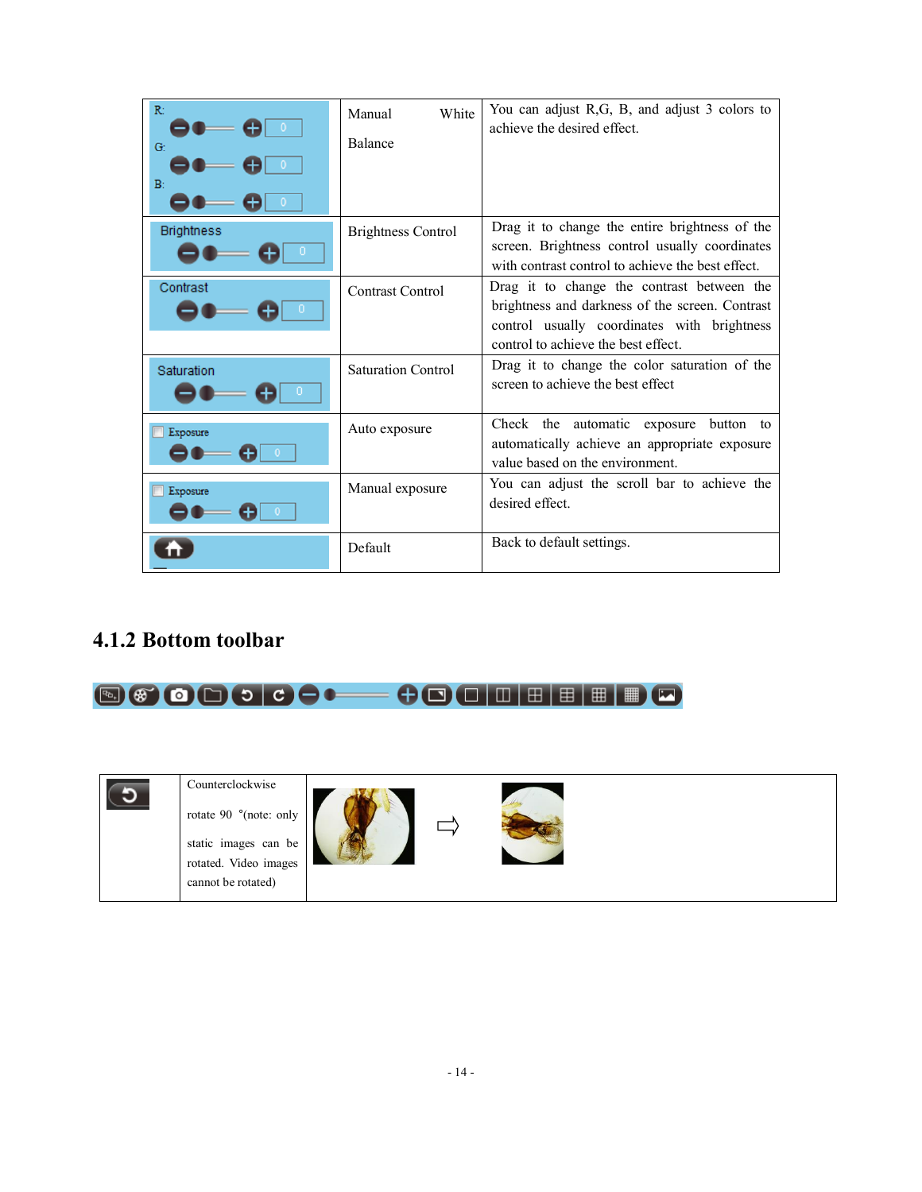| | | |
|---|---|---|
| R: 0 G: 0 B: 0 | Manual White Balance | You can adjust R,G, B, and adjust 3 colors to achieve the desired effect. |
| Brightness 0 | Brightness Control | Drag it to change the entire brightness of the screen. Brightness control usually coordinates with contrast control to achieve the best effect. |
| Contrast 0 | Contrast Control | Drag it to change the contrast between the brightness and darkness of the screen. Contrast control usually coordinates with brightness control to achieve the best effect. |
| Saturation 0 | Saturation Control | Drag it to change the color saturation of the screen to achieve the best effect |
| Exposure 0 | Auto exposure | Check the automatic exposure button to automatically achieve an appropriate exposure value based on the environment. |
| Exposure 0 | Manual exposure | You can adjust the scroll bar to achieve the desired effect. |
| | Default | Back to default settings. |

## 4.1.2 Bottom toolbar

| | | |
|---|---|---|
| | Counterclockwise rotate 90 °(note: only static images can be rotated. Video images cannot be rotated) | ⇨ |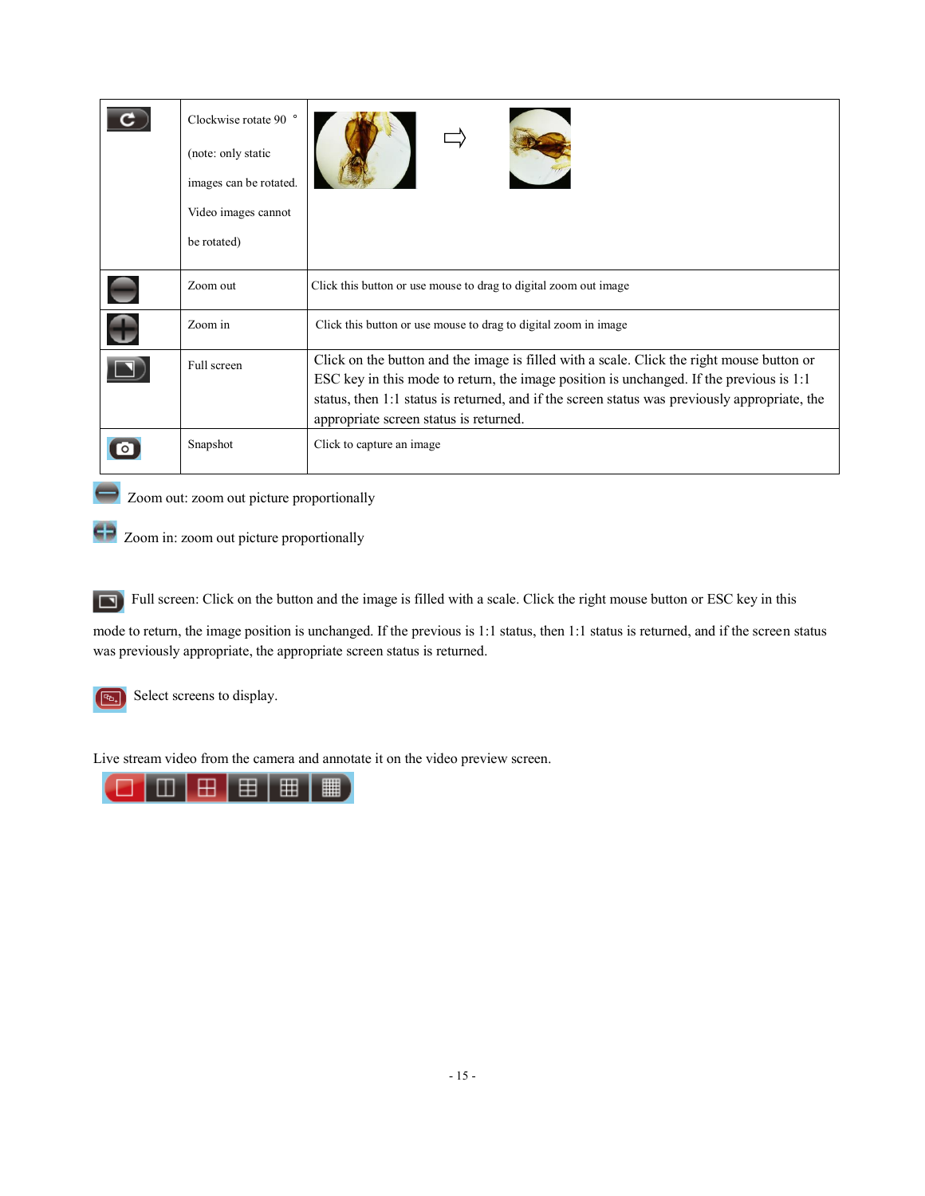| | | |
|---|---|---|
| | Clockwise rotate 90 ° (note: only static images can be rotated. Video images cannot be rotated) | ⇨ |
| | Zoom out | Click this button or use mouse to drag to digital zoom out image |
| | Zoom in | Click this button or use mouse to drag to digital zoom in image |
| | Full screen | Click on the button and the image is filled with a scale. Click the right mouse button or ESC key in this mode to return, the image position is unchanged. If the previous is 1:1 status, then 1:1 status is returned, and if the screen status was previously appropriate, the appropriate screen status is returned. |
| | Snapshot | Click to capture an image |

Zoom out: zoom out picture proportionally

Zoom in: zoom out picture proportionally

Full screen: Click on the button and the image is filled with a scale. Click the right mouse button or ESC key in this mode to return, the image position is unchanged. If the previous is 1:1 status, then 1:1 status is returned, and if the screen status was previously appropriate, the appropriate screen status is returned.

Select screens to display.

Live stream video from the camera and annotate it on the video preview screen.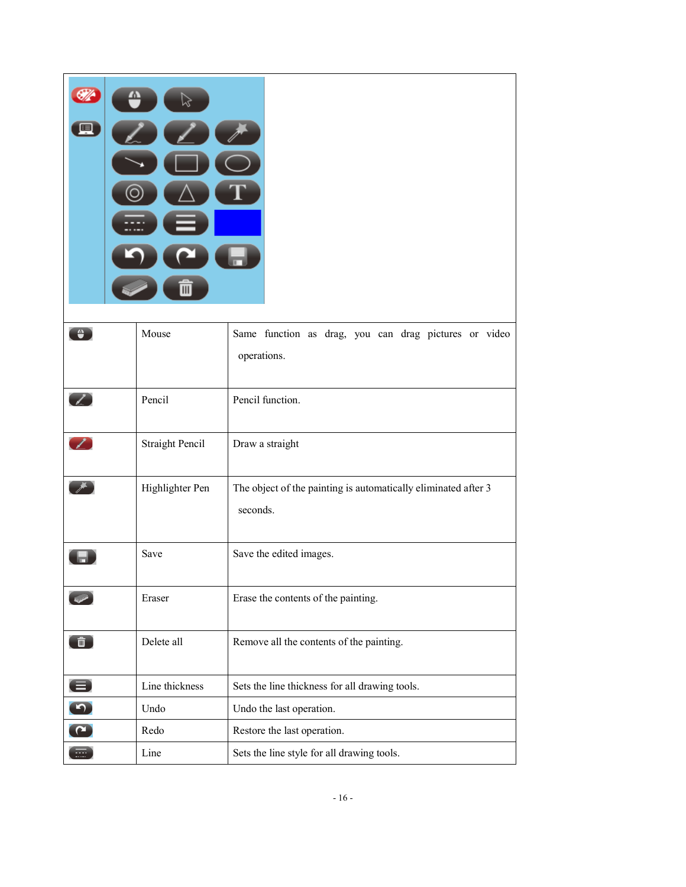| | | |
|---|---|---|
| | Mouse | Same function as drag, you can drag pictures or video operations. |
| | Pencil | Pencil function. |
| | Straight Pencil | Draw a straight |
| | Highlighter Pen | The object of the painting is automatically eliminated after 3 seconds. |
| | Save | Save the edited images. |
| | Eraser | Erase the contents of the painting. |
| | Delete all | Remove all the contents of the painting. |
| | Line thickness | Sets the line thickness for all drawing tools. |
| | Undo | Undo the last operation. |
| | Redo | Restore the last operation. |
| | Line | Sets the line style for all drawing tools. |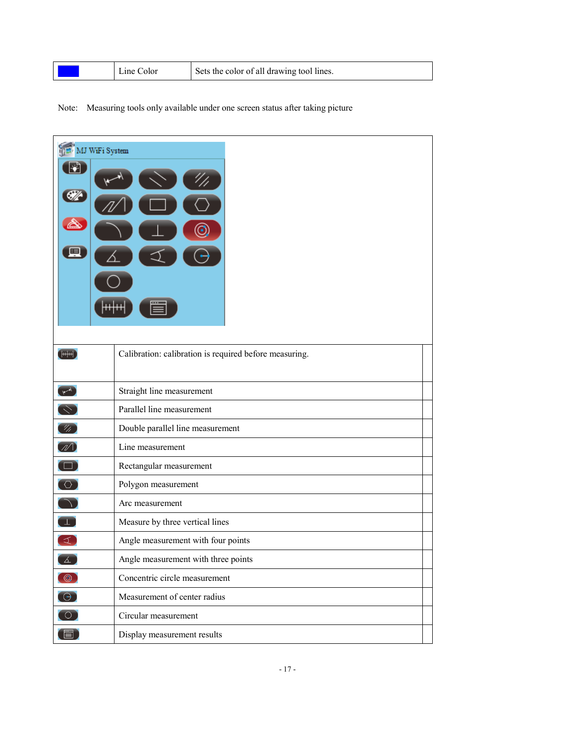| | | |
|---|---|---|
| | Line Color | Sets the color of all drawing tool lines. |

Note: Measuring tools only available under one screen status after taking picture

MJ WiFi System

| | |
|---|---|
| | Calibration: calibration is required before measuring. |
| | Straight line measurement |
| | Parallel line measurement |
| | Double parallel line measurement |
| | Line measurement |
| | Rectangular measurement |
| | Polygon measurement |
| | Arc measurement |
| | Measure by three vertical lines |
| | Angle measurement with four points |
| | Angle measurement with three points |
| | Concentric circle measurement |
| | Measurement of center radius |
| | Circular measurement |
| | Display measurement results |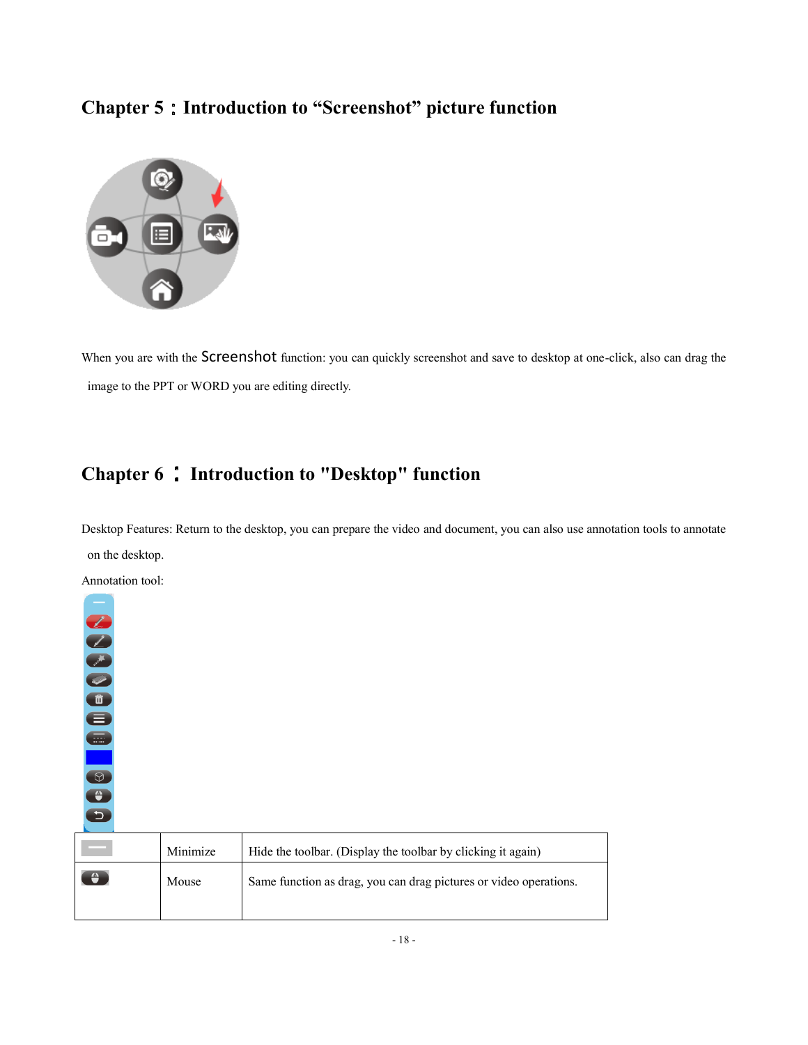## Chapter 5：Introduction to “Screenshot” picture function

When you are with the Screenshot function: you can quickly screenshot and save to desktop at one-click, also can drag the image to the PPT or WORD you are editing directly.

## Chapter 6 ： Introduction to "Desktop" function

Desktop Features: Return to the desktop, you can prepare the video and document, you can also use annotation tools to annotate on the desktop.

Annotation tool:

| | | |
|---|---|---|
| | Minimize | Hide the toolbar. (Display the toolbar by clicking it again) |
| | Mouse | Same function as drag, you can drag pictures or video operations. |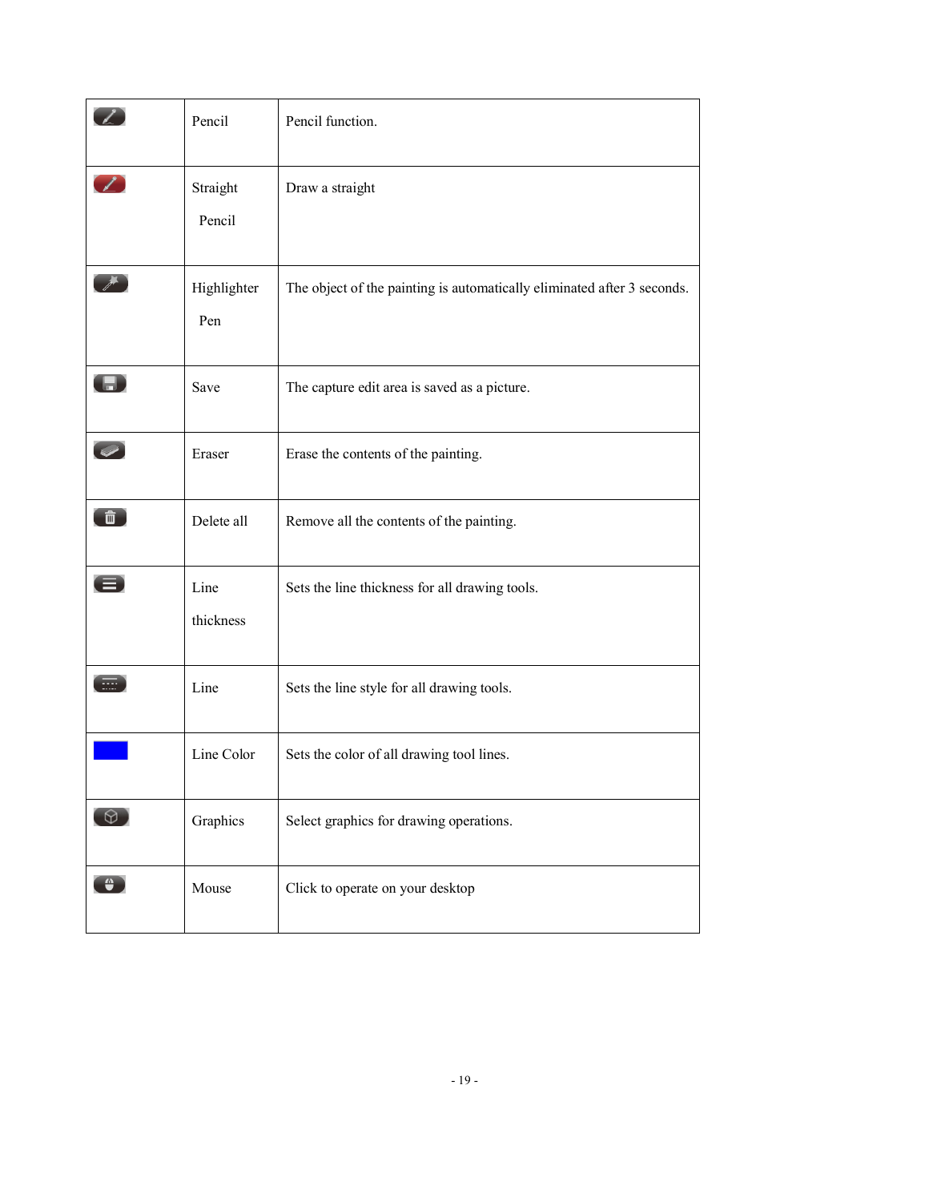| | | |
|---|---|---|
| | Pencil | Pencil function. |
| | Straight Pencil | Draw a straight |
| | Highlighter Pen | The object of the painting is automatically eliminated after 3 seconds. |
| | Save | The capture edit area is saved as a picture. |
| | Eraser | Erase the contents of the painting. |
| | Delete all | Remove all the contents of the painting. |
| | Line thickness | Sets the line thickness for all drawing tools. |
| | Line | Sets the line style for all drawing tools. |
| | Line Color | Sets the color of all drawing tool lines. |
| | Graphics | Select graphics for drawing operations. |
| | Mouse | Click to operate on your desktop |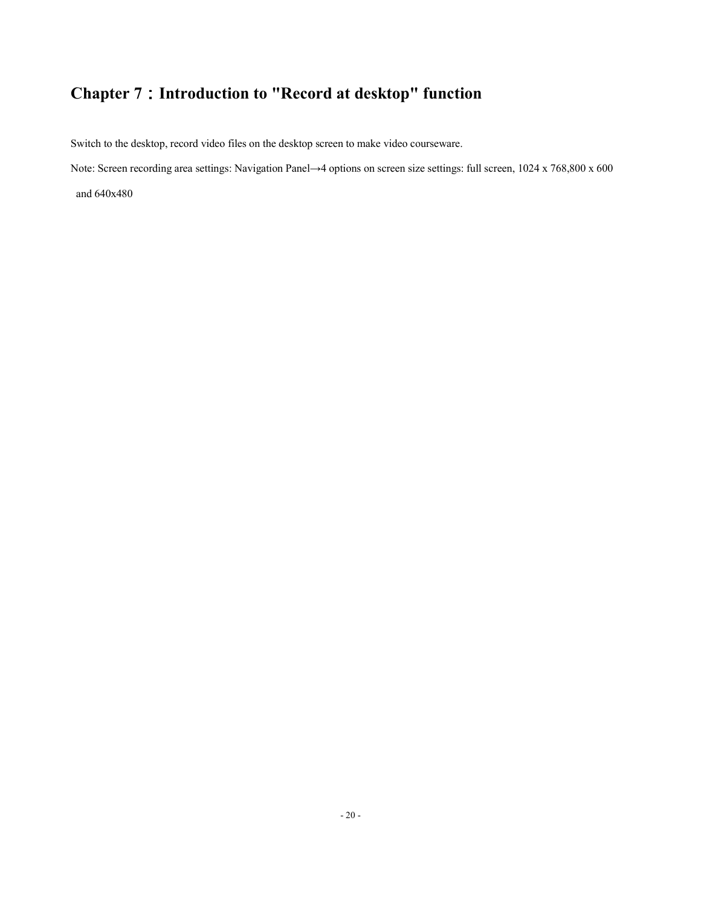# Chapter 7：Introduction to "Record at desktop" function

Switch to the desktop, record video files on the desktop screen to make video courseware.

Note: Screen recording area settings: Navigation Panel→4 options on screen size settings: full screen, 1024 x 768,800 x 600 and 640x480